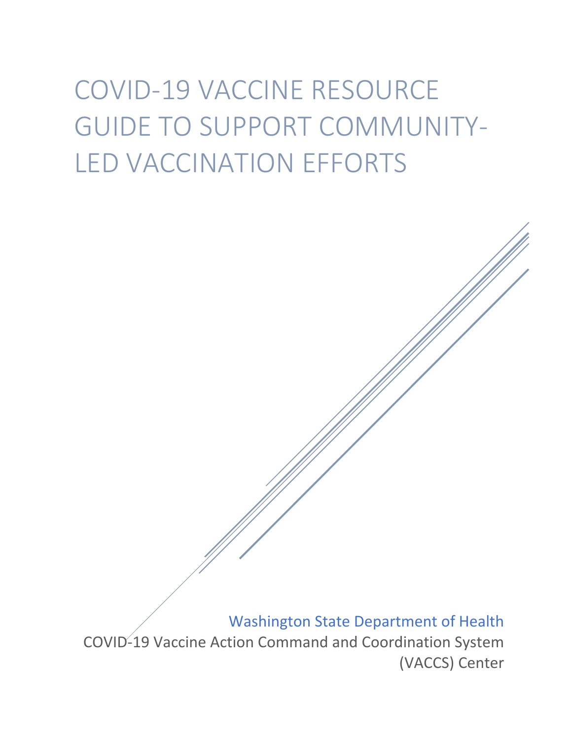# COVID-19 VACCINE RESOURCE GUIDE TO SUPPORT COMMUNITY-LED VACCINATION EFFORTS

Washington State Department of Health

COVID-19 Vaccine Action Command and Coordination System (VACCS) Center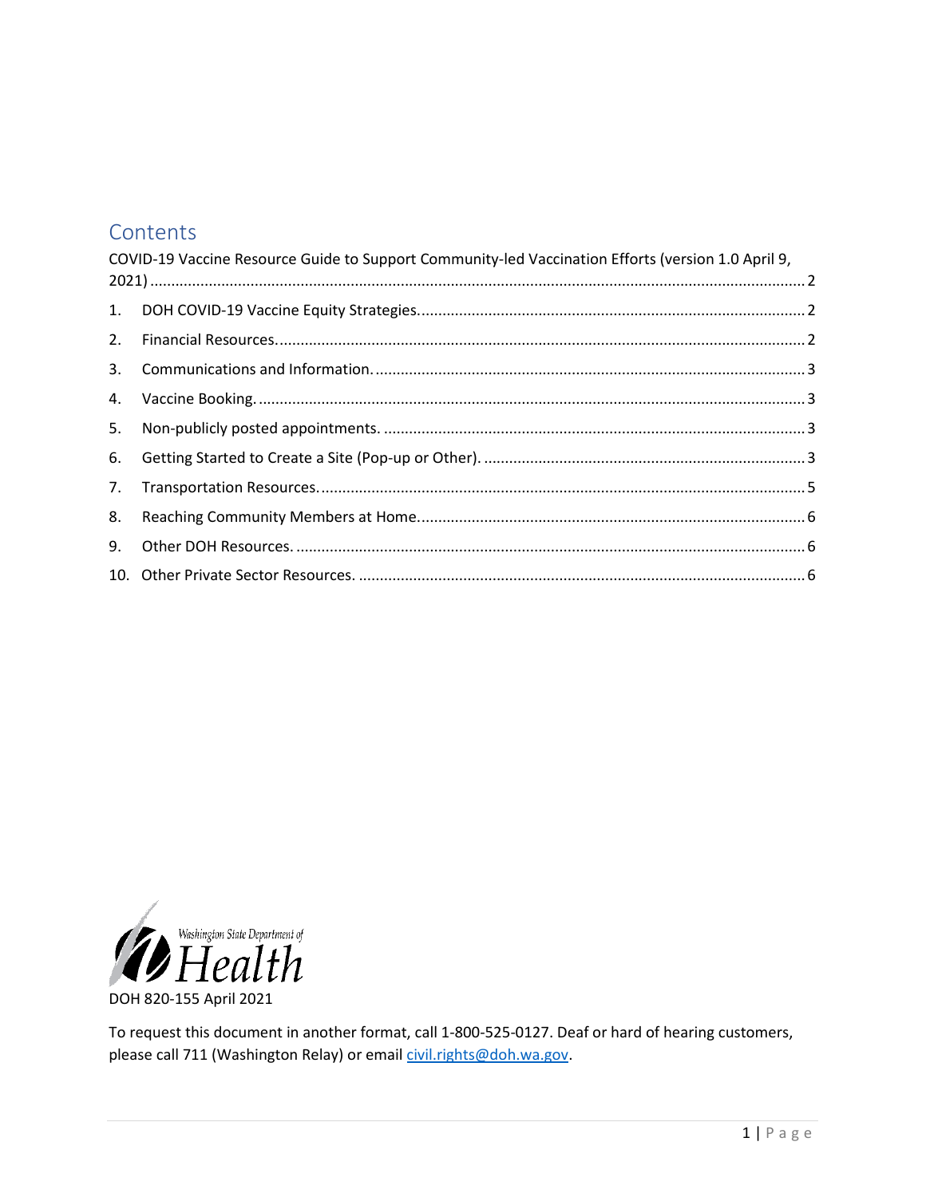## Contents

COVID-19 Vaccine Resource Guide to Support Community-led Vaccination Efforts (version 1.0 April 9, 2021) ..... 2

1. DOH COVID-19 Vaccine Equity Strategies. ..... 2
2. Financial Resources. ..... 2
3. Communications and Information. ..... 3
4. Vaccine Booking. ..... 3
5. Non-publicly posted appointments. ..... 3
6. Getting Started to Create a Site (Pop-up or Other). ..... 3
7. Transportation Resources. ..... 5
8. Reaching Community Members at Home. ..... 6
9. Other DOH Resources. ..... 6
10. Other Private Sector Resources. ..... 6

Washington State Department of Health

DOH 820-155 April 2021

To request this document in another format, call 1-800-525-0127. Deaf or hard of hearing customers, please call 711 (Washington Relay) or email civil.rights@doh.wa.gov.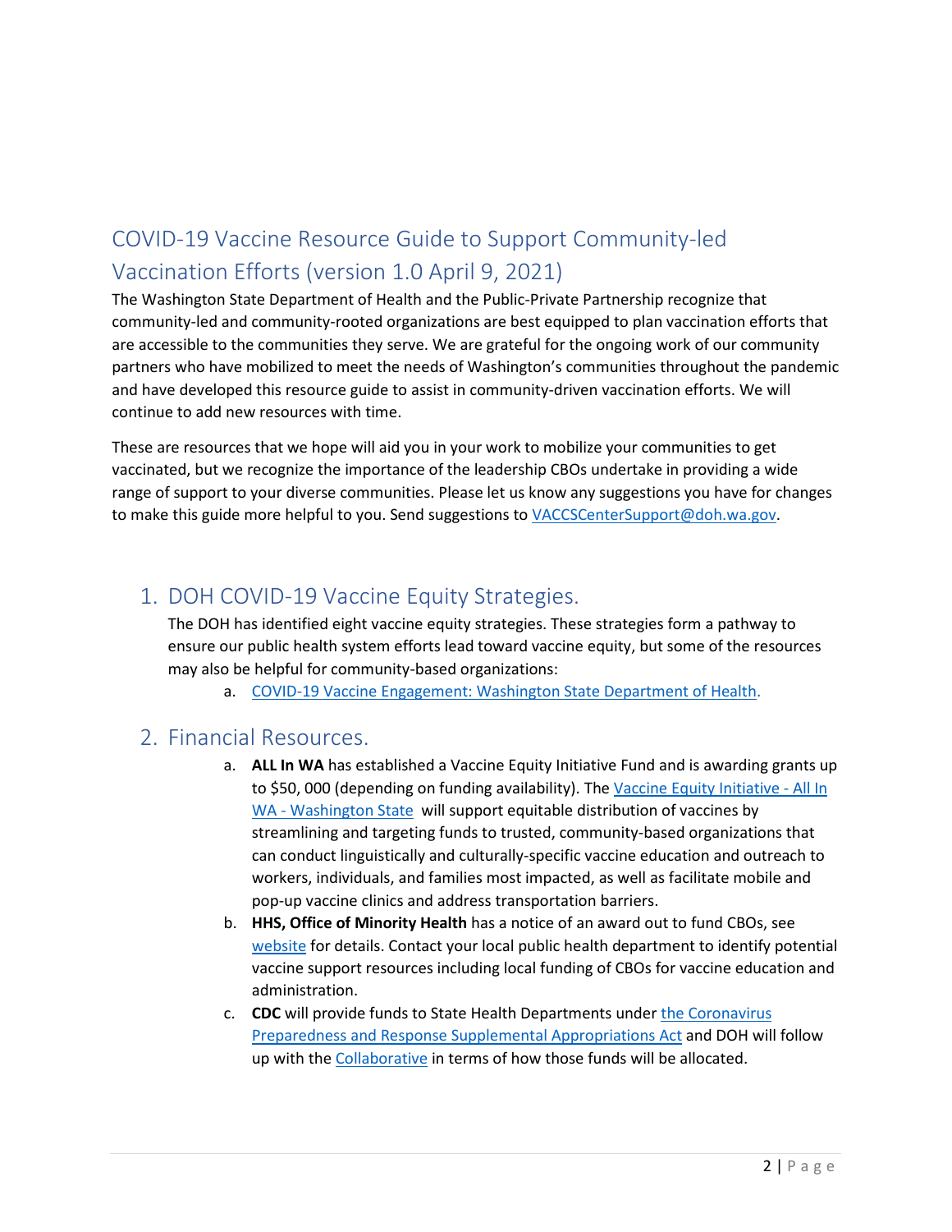# COVID-19 Vaccine Resource Guide to Support Community-led Vaccination Efforts (version 1.0 April 9, 2021)

The Washington State Department of Health and the Public-Private Partnership recognize that community-led and community-rooted organizations are best equipped to plan vaccination efforts that are accessible to the communities they serve. We are grateful for the ongoing work of our community partners who have mobilized to meet the needs of Washington's communities throughout the pandemic and have developed this resource guide to assist in community-driven vaccination efforts. We will continue to add new resources with time.

These are resources that we hope will aid you in your work to mobilize your communities to get vaccinated, but we recognize the importance of the leadership CBOs undertake in providing a wide range of support to your diverse communities. Please let us know any suggestions you have for changes to make this guide more helpful to you. Send suggestions to VACCSCenterSupport@doh.wa.gov.

## 1. DOH COVID-19 Vaccine Equity Strategies.

The DOH has identified eight vaccine equity strategies. These strategies form a pathway to ensure our public health system efforts lead toward vaccine equity, but some of the resources may also be helpful for community-based organizations:

a. COVID-19 Vaccine Engagement: Washington State Department of Health.

## 2. Financial Resources.

a. **ALL In WA** has established a Vaccine Equity Initiative Fund and is awarding grants up to $50, 000 (depending on funding availability). The Vaccine Equity Initiative - All In WA - Washington State will support equitable distribution of vaccines by streamlining and targeting funds to trusted, community-based organizations that can conduct linguistically and culturally-specific vaccine education and outreach to workers, individuals, and families most impacted, as well as facilitate mobile and pop-up vaccine clinics and address transportation barriers.

b. **HHS, Office of Minority Health** has a notice of an award out to fund CBOs, see website for details. Contact your local public health department to identify potential vaccine support resources including local funding of CBOs for vaccine education and administration.

c. **CDC** will provide funds to State Health Departments under the Coronavirus Preparedness and Response Supplemental Appropriations Act and DOH will follow up with the Collaborative in terms of how those funds will be allocated.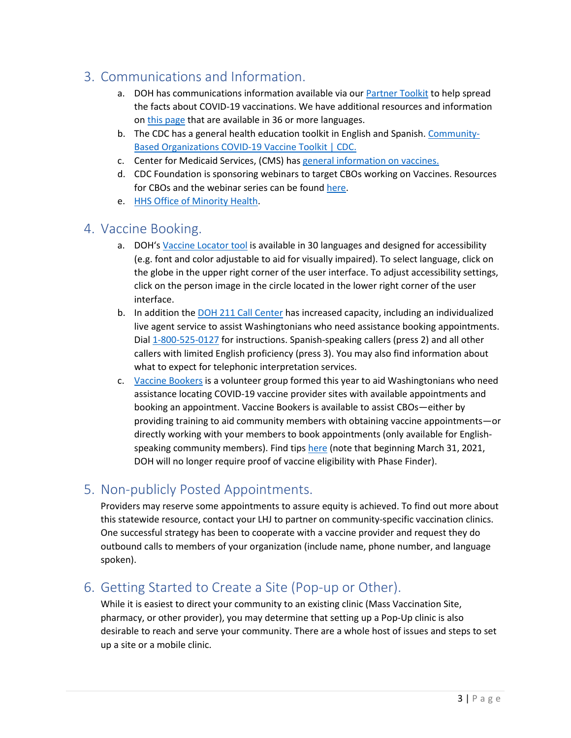## 3. Communications and Information.

a. DOH has communications information available via our Partner Toolkit to help spread the facts about COVID-19 vaccinations. We have additional resources and information on this page that are available in 36 or more languages.

b. The CDC has a general health education toolkit in English and Spanish. Community-Based Organizations COVID-19 Vaccine Toolkit | CDC.

c. Center for Medicaid Services, (CMS) has general information on vaccines.

d. CDC Foundation is sponsoring webinars to target CBOs working on Vaccines. Resources for CBOs and the webinar series can be found here.

e. HHS Office of Minority Health.

## 4. Vaccine Booking.

a. DOH's Vaccine Locator tool is available in 30 languages and designed for accessibility (e.g. font and color adjustable to aid for visually impaired). To select language, click on the globe in the upper right corner of the user interface. To adjust accessibility settings, click on the person image in the circle located in the lower right corner of the user interface.

b. In addition the DOH 211 Call Center has increased capacity, including an individualized live agent service to assist Washingtonians who need assistance booking appointments. Dial 1-800-525-0127 for instructions. Spanish-speaking callers (press 2) and all other callers with limited English proficiency (press 3). You may also find information about what to expect for telephonic interpretation services.

c. Vaccine Bookers is a volunteer group formed this year to aid Washingtonians who need assistance locating COVID-19 vaccine provider sites with available appointments and booking an appointment. Vaccine Bookers is available to assist CBOs—either by providing training to aid community members with obtaining vaccine appointments—or directly working with your members to book appointments (only available for English-speaking community members). Find tips here (note that beginning March 31, 2021, DOH will no longer require proof of vaccine eligibility with Phase Finder).

## 5. Non-publicly Posted Appointments.

Providers may reserve some appointments to assure equity is achieved. To find out more about this statewide resource, contact your LHJ to partner on community-specific vaccination clinics. One successful strategy has been to cooperate with a vaccine provider and request they do outbound calls to members of your organization (include name, phone number, and language spoken).

## 6. Getting Started to Create a Site (Pop-up or Other).

While it is easiest to direct your community to an existing clinic (Mass Vaccination Site, pharmacy, or other provider), you may determine that setting up a Pop-Up clinic is also desirable to reach and serve your community. There are a whole host of issues and steps to set up a site or a mobile clinic.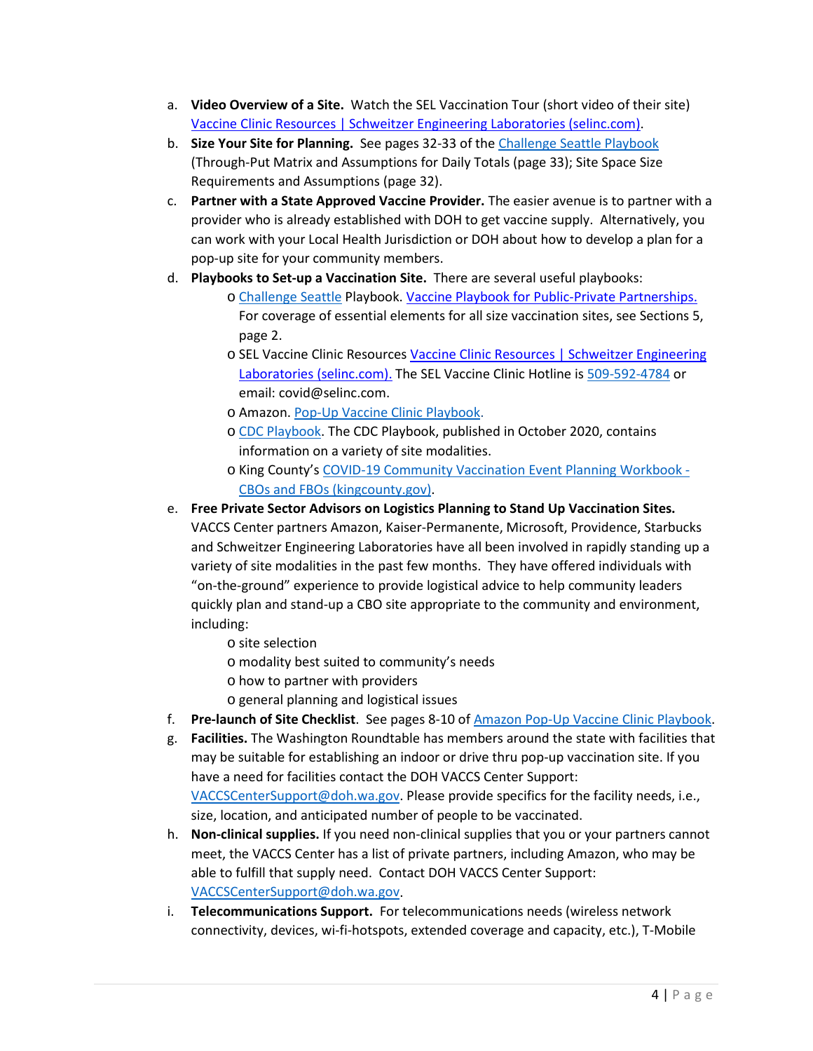a. **Video Overview of a Site.** Watch the SEL Vaccination Tour (short video of their site) [Vaccine Clinic Resources | Schweitzer Engineering Laboratories (selinc.com)](Vaccine Clinic Resources | Schweitzer Engineering Laboratories (selinc.com)).

b. **Size Your Site for Planning.** See pages 32-33 of the Challenge Seattle Playbook (Through-Put Matrix and Assumptions for Daily Totals (page 33); Site Space Size Requirements and Assumptions (page 32).

c. **Partner with a State Approved Vaccine Provider.** The easier avenue is to partner with a provider who is already established with DOH to get vaccine supply. Alternatively, you can work with your Local Health Jurisdiction or DOH about how to develop a plan for a pop-up site for your community members.

d. **Playbooks to Set-up a Vaccination Site.** There are several useful playbooks:
   - Challenge Seattle Playbook. Vaccine Playbook for Public-Private Partnerships. For coverage of essential elements for all size vaccination sites, see Sections 5, page 2.
   - SEL Vaccine Clinic Resources Vaccine Clinic Resources | Schweitzer Engineering Laboratories (selinc.com). The SEL Vaccine Clinic Hotline is 509-592-4784 or email: covid@selinc.com.
   - Amazon. Pop-Up Vaccine Clinic Playbook.
   - CDC Playbook. The CDC Playbook, published in October 2020, contains information on a variety of site modalities.
   - King County's COVID-19 Community Vaccination Event Planning Workbook - CBOs and FBOs (kingcounty.gov).

e. **Free Private Sector Advisors on Logistics Planning to Stand Up Vaccination Sites.** VACCS Center partners Amazon, Kaiser-Permanente, Microsoft, Providence, Starbucks and Schweitzer Engineering Laboratories have all been involved in rapidly standing up a variety of site modalities in the past few months. They have offered individuals with "on-the-ground" experience to provide logistical advice to help community leaders quickly plan and stand-up a CBO site appropriate to the community and environment, including:
   - site selection
   - modality best suited to community's needs
   - how to partner with providers
   - general planning and logistical issues

f. **Pre-launch of Site Checklist**. See pages 8-10 of Amazon Pop-Up Vaccine Clinic Playbook.

g. **Facilities.** The Washington Roundtable has members around the state with facilities that may be suitable for establishing an indoor or drive thru pop-up vaccination site. If you have a need for facilities contact the DOH VACCS Center Support: VACCSCenterSupport@doh.wa.gov. Please provide specifics for the facility needs, i.e., size, location, and anticipated number of people to be vaccinated.

h. **Non-clinical supplies.** If you need non-clinical supplies that you or your partners cannot meet, the VACCS Center has a list of private partners, including Amazon, who may be able to fulfill that supply need. Contact DOH VACCS Center Support: VACCSCenterSupport@doh.wa.gov.

i. **Telecommunications Support.** For telecommunications needs (wireless network connectivity, devices, wi-fi-hotspots, extended coverage and capacity, etc.), T-Mobile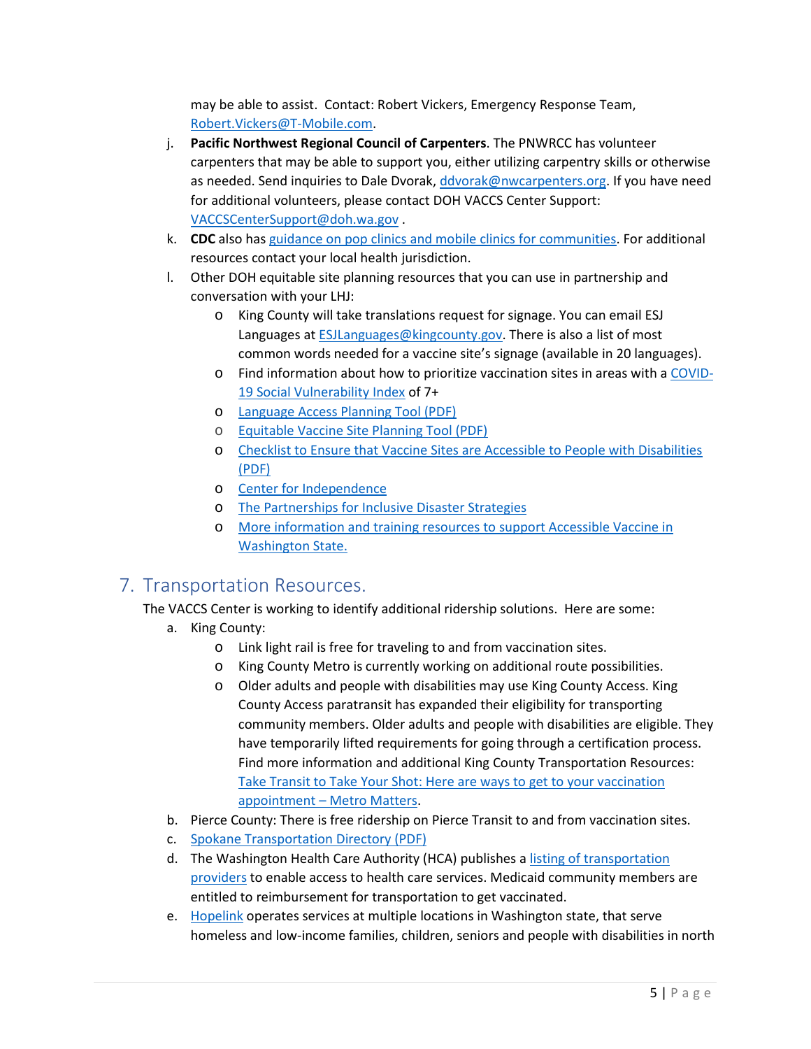may be able to assist. Contact: Robert Vickers, Emergency Response Team, Robert.Vickers@T-Mobile.com.

j. **Pacific Northwest Regional Council of Carpenters**. The PNWRCC has volunteer carpenters that may be able to support you, either utilizing carpentry skills or otherwise as needed. Send inquiries to Dale Dvorak, ddvorak@nwcarpenters.org. If you have need for additional volunteers, please contact DOH VACCS Center Support: VACCSCenterSupport@doh.wa.gov .

k. **CDC** also has guidance on pop clinics and mobile clinics for communities. For additional resources contact your local health jurisdiction.

l. Other DOH equitable site planning resources that you can use in partnership and conversation with your LHJ:
   - King County will take translations request for signage. You can email ESJ Languages at ESJLanguages@kingcounty.gov. There is also a list of most common words needed for a vaccine site's signage (available in 20 languages).
   - Find information about how to prioritize vaccination sites in areas with a COVID-19 Social Vulnerability Index of 7+
   - Language Access Planning Tool (PDF)
   - Equitable Vaccine Site Planning Tool (PDF)
   - Checklist to Ensure that Vaccine Sites are Accessible to People with Disabilities (PDF)
   - Center for Independence
   - The Partnerships for Inclusive Disaster Strategies
   - More information and training resources to support Accessible Vaccine in Washington State.

## 7. Transportation Resources.

The VACCS Center is working to identify additional ridership solutions. Here are some:

a. King County:
   - Link light rail is free for traveling to and from vaccination sites.
   - King County Metro is currently working on additional route possibilities.
   - Older adults and people with disabilities may use King County Access. King County Access paratransit has expanded their eligibility for transporting community members. Older adults and people with disabilities are eligible. They have temporarily lifted requirements for going through a certification process. Find more information and additional King County Transportation Resources: Take Transit to Take Your Shot: Here are ways to get to your vaccination appointment – Metro Matters.

b. Pierce County: There is free ridership on Pierce Transit to and from vaccination sites.

c. Spokane Transportation Directory (PDF)

d. The Washington Health Care Authority (HCA) publishes a listing of transportation providers to enable access to health care services. Medicaid community members are entitled to reimbursement for transportation to get vaccinated.

e. Hopelink operates services at multiple locations in Washington state, that serve homeless and low-income families, children, seniors and people with disabilities in north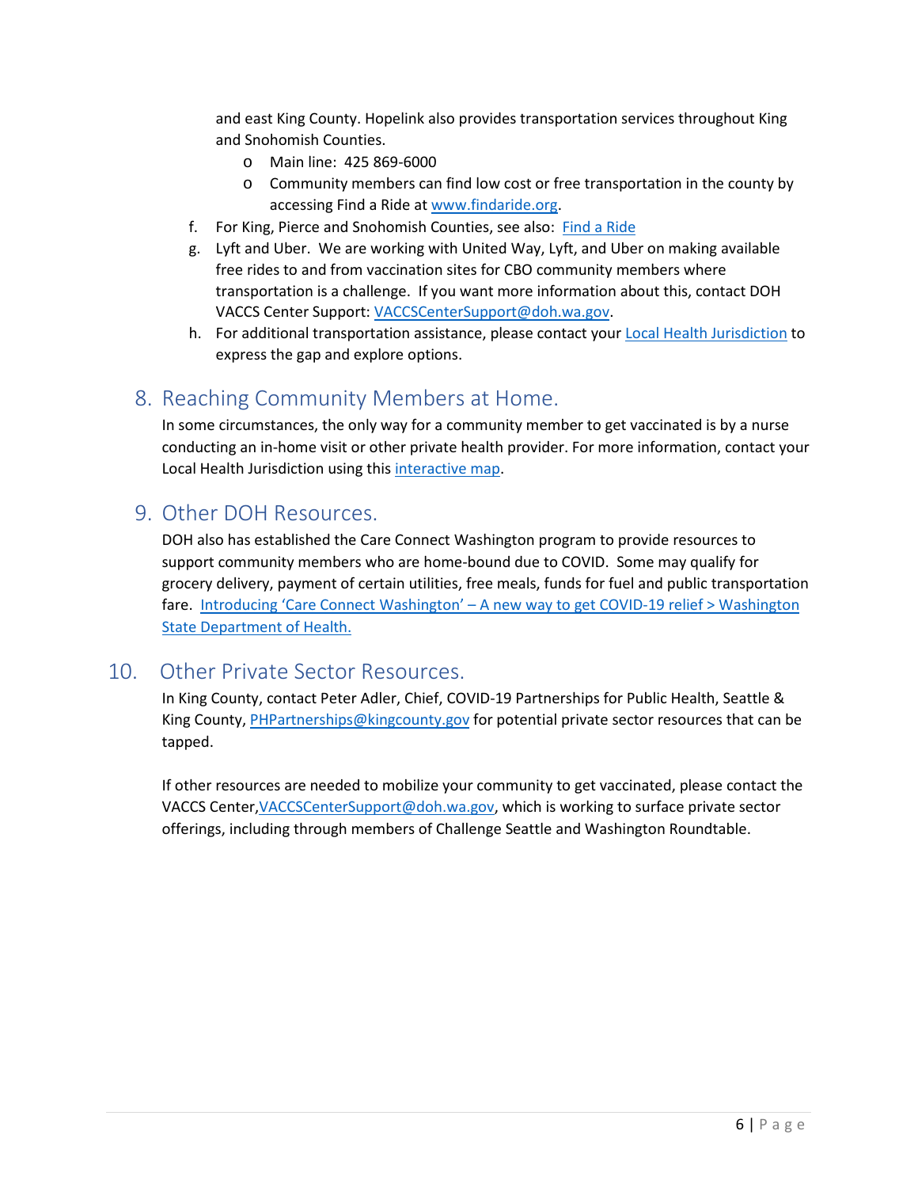and east King County. Hopelink also provides transportation services throughout King and Snohomish Counties.
   - Main line: 425 869-6000
   - Community members can find low cost or free transportation in the county by accessing Find a Ride at [www.findaride.org](www.findaride.org).

f. For King, Pierce and Snohomish Counties, see also: [Find a Ride]()

g. Lyft and Uber. We are working with United Way, Lyft, and Uber on making available free rides to and from vaccination sites for CBO community members where transportation is a challenge. If you want more information about this, contact DOH VACCS Center Support: [VACCSCenterSupport@doh.wa.gov](mailto:VACCSCenterSupport@doh.wa.gov).

h. For additional transportation assistance, please contact your [Local Health Jurisdiction]() to express the gap and explore options.

## 8. Reaching Community Members at Home.

In some circumstances, the only way for a community member to get vaccinated is by a nurse conducting an in-home visit or other private health provider. For more information, contact your Local Health Jurisdiction using this [interactive map]().

## 9. Other DOH Resources.

DOH also has established the Care Connect Washington program to provide resources to support community members who are home-bound due to COVID. Some may qualify for grocery delivery, payment of certain utilities, free meals, funds for fuel and public transportation fare. [Introducing 'Care Connect Washington' – A new way to get COVID-19 relief > Washington State Department of Health.]()

## 10. Other Private Sector Resources.

In King County, contact Peter Adler, Chief, COVID-19 Partnerships for Public Health, Seattle & King County, [PHPartnerships@kingcounty.gov](mailto:PHPartnerships@kingcounty.gov) for potential private sector resources that can be tapped.

If other resources are needed to mobilize your community to get vaccinated, please contact the VACCS Center, [VACCSCenterSupport@doh.wa.gov](mailto:VACCSCenterSupport@doh.wa.gov), which is working to surface private sector offerings, including through members of Challenge Seattle and Washington Roundtable.